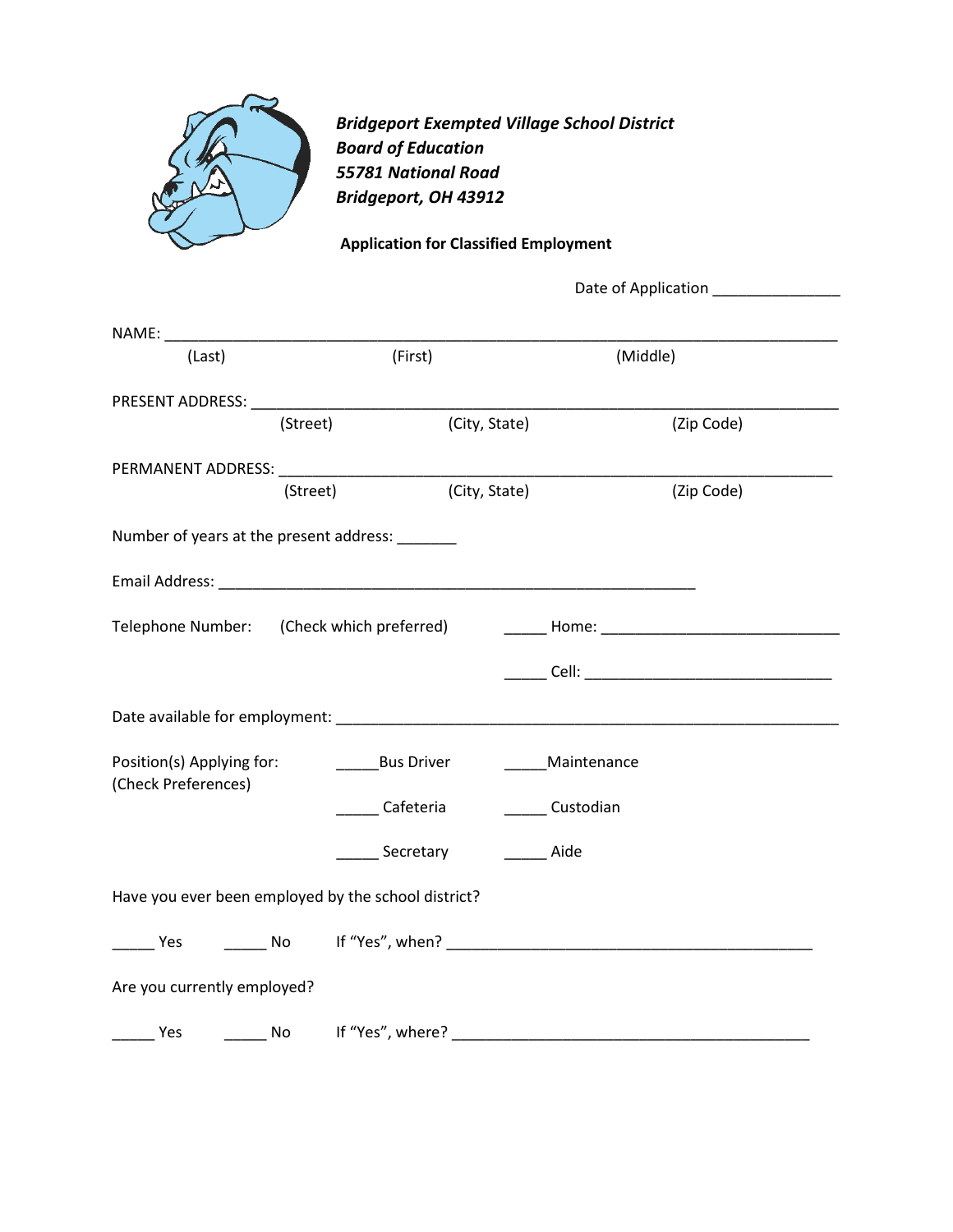***Bridgeport Exempted Village School District***
***Board of Education***
***55781 National Road***
***Bridgeport, OH 43912***

**Application for Classified Employment**

Date of Application _______________

NAME: ___________________________________________________________________________
(Last) (First) (Middle)

PRESENT ADDRESS: ______________________________________________________________________
(Street) (City, State) (Zip Code)

PERMANENT ADDRESS: ____________________________________________________________________
(Street) (City, State) (Zip Code)

Number of years at the present address: _______

Email Address: ___________________________________________________________

Telephone Number: (Check which preferred) _____ Home: ____________________________

_____ Cell: ______________________________

Date available for employment: ______________________________________________________________

Position(s) Applying for: (Check Preferences)

_____Bus Driver _____Maintenance

_____ Cafeteria _____ Custodian

_____ Secretary _____ Aide

Have you ever been employed by the school district?

_____ Yes _____ No If "Yes", when? ____________________________________________

Are you currently employed?

_____ Yes _____ No If "Yes", where? ____________________________________________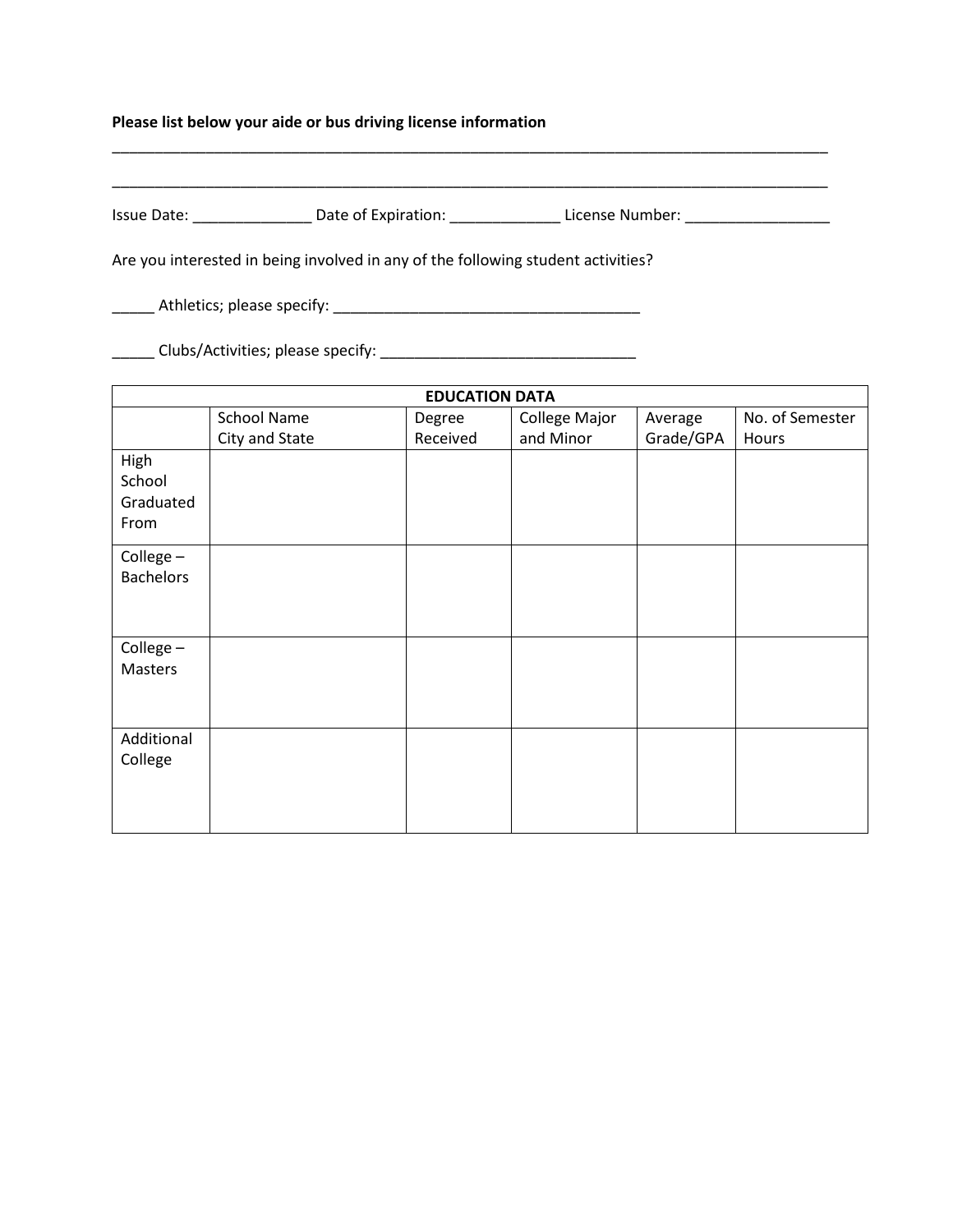**Please list below your aide or bus driving license information**

_____________________________________________________________________________________

_____________________________________________________________________________________

Issue Date: ______________ Date of Expiration: _____________ License Number: _________________

Are you interested in being involved in any of the following student activities?

_____ Athletics; please specify: _____________________________________

_____ Clubs/Activities; please specify: _______________________________

| EDUCATION DATA | | | | | |
|---|---|---|---|---|---|
| | School Name City and State | Degree Received | College Major and Minor | Average Grade/GPA | No. of Semester Hours |
| High School Graduated From | | | | | |
| College – Bachelors | | | | | |
| College – Masters | | | | | |
| Additional College | | | | | |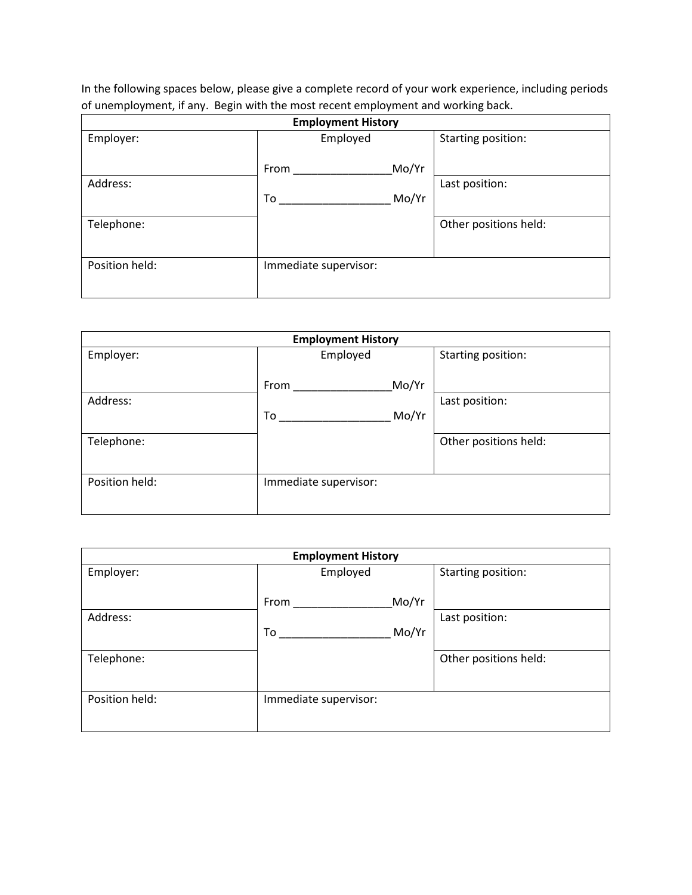In the following spaces below, please give a complete record of your work experience, including periods of unemployment, if any. Begin with the most recent employment and working back.

| Employment History | | |
|---|---|---|
| Employer: | Employed<br><br>From ________________Mo/Yr<br><br>To __________________ Mo/Yr | Starting position: |
| Address: | | Last position: |
| Telephone: | | Other positions held: |
| Position held: | Immediate supervisor: | |

| Employment History | | |
|---|---|---|
| Employer: | Employed<br><br>From ________________Mo/Yr<br><br>To __________________ Mo/Yr | Starting position: |
| Address: | | Last position: |
| Telephone: | | Other positions held: |
| Position held: | Immediate supervisor: | |

| Employment History | | |
|---|---|---|
| Employer: | Employed<br><br>From ________________Mo/Yr<br><br>To __________________ Mo/Yr | Starting position: |
| Address: | | Last position: |
| Telephone: | | Other positions held: |
| Position held: | Immediate supervisor: | |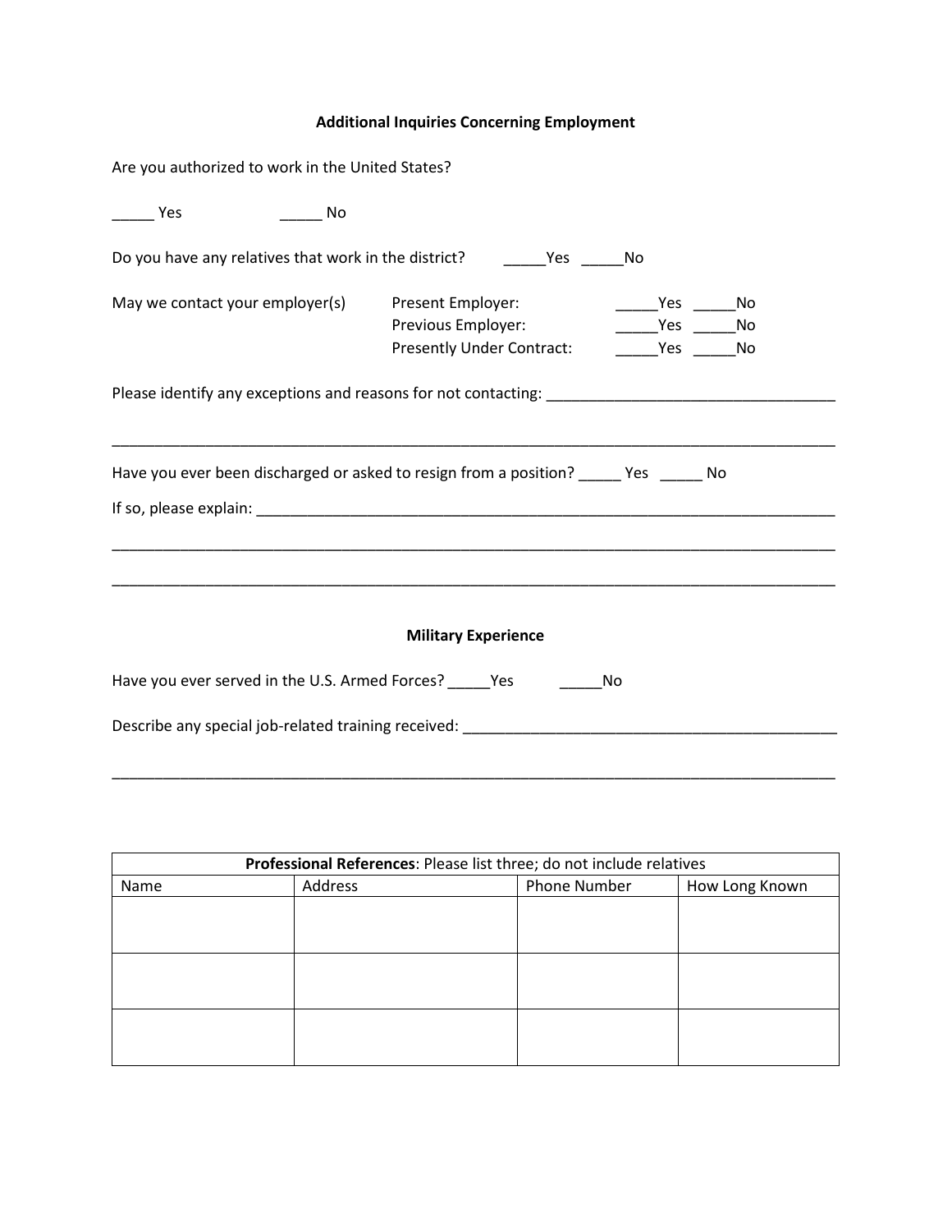## Additional Inquiries Concerning Employment

Are you authorized to work in the United States?

_____ Yes _____ No

Do you have any relatives that work in the district? _____Yes _____No

May we contact your employer(s)

| | | |
|---|---|---|
| Present Employer: | _____Yes | _____No |
| Previous Employer: | _____Yes | _____No |
| Presently Under Contract: | _____Yes | _____No |

Please identify any exceptions and reasons for not contacting: ___________________________________

___________________________________________________________________________________________

Have you ever been discharged or asked to resign from a position? _____ Yes _____ No

If so, please explain: _________________________________________________________________________

___________________________________________________________________________________________

___________________________________________________________________________________________

## Military Experience

Have you ever served in the U.S. Armed Forces? _____Yes _____No

Describe any special job-related training received: _______________________________________________

___________________________________________________________________________________________

| **Professional References**: Please list three; do not include relatives | | | |
|---|---|---|---|
| Name | Address | Phone Number | How Long Known |
| | | | |
| | | | |
| | | | |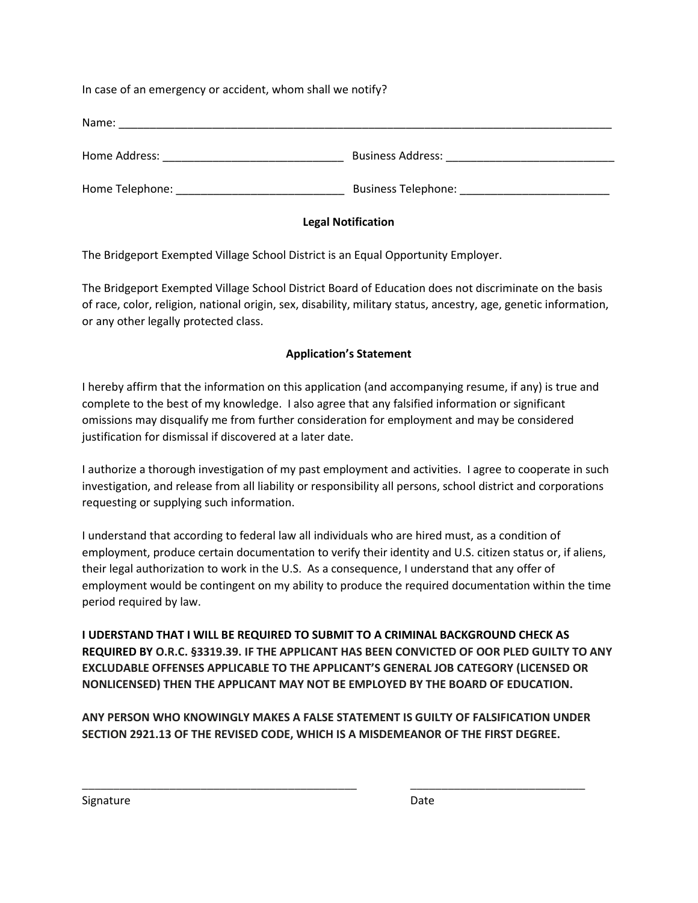In case of an emergency or accident, whom shall we notify?

Name: ___________________________________________________________________________________

Home Address: ______________________________ Business Address: ____________________________

Home Telephone: ____________________________ Business Telephone: _________________________

**Legal Notification**

The Bridgeport Exempted Village School District is an Equal Opportunity Employer.

The Bridgeport Exempted Village School District Board of Education does not discriminate on the basis of race, color, religion, national origin, sex, disability, military status, ancestry, age, genetic information, or any other legally protected class.

**Application's Statement**

I hereby affirm that the information on this application (and accompanying resume, if any) is true and complete to the best of my knowledge. I also agree that any falsified information or significant omissions may disqualify me from further consideration for employment and may be considered justification for dismissal if discovered at a later date.

I authorize a thorough investigation of my past employment and activities. I agree to cooperate in such investigation, and release from all liability or responsibility all persons, school district and corporations requesting or supplying such information.

I understand that according to federal law all individuals who are hired must, as a condition of employment, produce certain documentation to verify their identity and U.S. citizen status or, if aliens, their legal authorization to work in the U.S. As a consequence, I understand that any offer of employment would be contingent on my ability to produce the required documentation within the time period required by law.

**I UDERSTAND THAT I WILL BE REQUIRED TO SUBMIT TO A CRIMINAL BACKGROUND CHECK AS REQUIRED BY O.R.C. §3319.39. IF THE APPLICANT HAS BEEN CONVICTED OF OOR PLED GUILTY TO ANY EXCLUDABLE OFFENSES APPLICABLE TO THE APPLICANT'S GENERAL JOB CATEGORY (LICENSED OR NONLICENSED) THEN THE APPLICANT MAY NOT BE EMPLOYED BY THE BOARD OF EDUCATION.**

**ANY PERSON WHO KNOWINGLY MAKES A FALSE STATEMENT IS GUILTY OF FALSIFICATION UNDER SECTION 2921.13 OF THE REVISED CODE, WHICH IS A MISDEMEANOR OF THE FIRST DEGREE.**

_______________________________________________ _____________________________

Signature Date